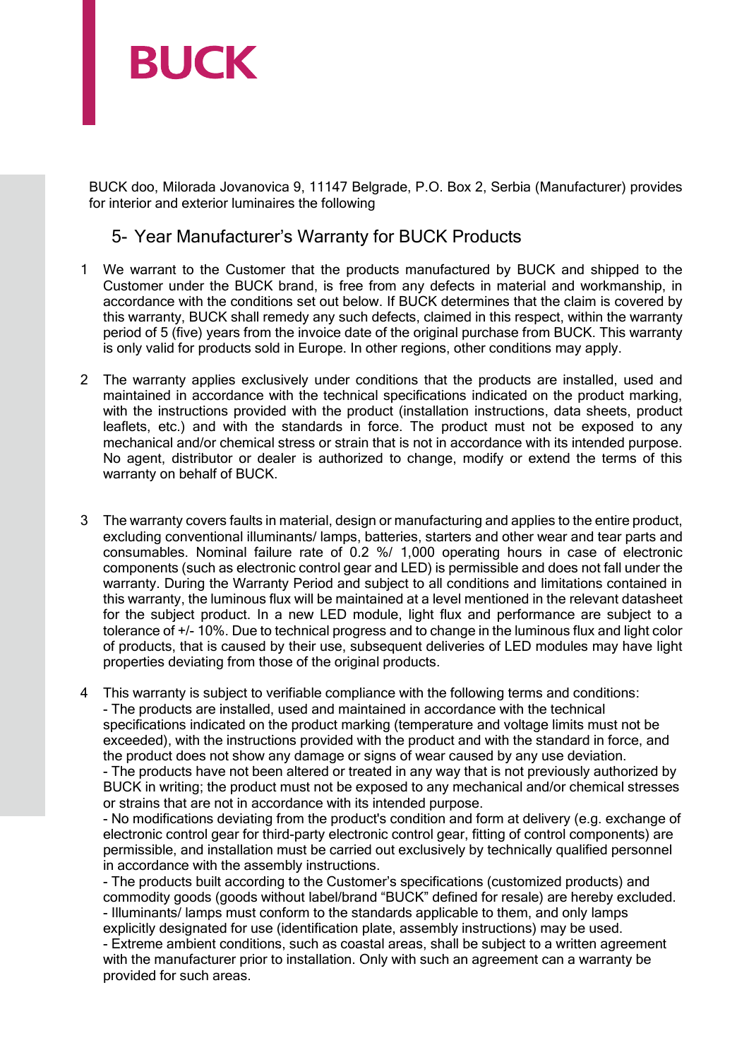# BUCK

BUCK doo, Milorada Jovanovica 9, 11147 Belgrade, P.O. Box 2, Serbia (Manufacturer) provides for interior and exterior luminaires the following

## 5- Year Manufacturer's Warranty for BUCK Products

1 We warrant to the Customer that the products manufactured by BUCK and shipped to the Customer under the BUCK brand, is free from any defects in material and workmanship, in accordance with the conditions set out below. If BUCK determines that the claim is covered by this warranty, BUCK shall remedy any such defects, claimed in this respect, within the warranty period of 5 (five) years from the invoice date of the original purchase from BUCK. This warranty is only valid for products sold in Europe. In other regions, other conditions may apply.

2 The warranty applies exclusively under conditions that the products are installed, used and maintained in accordance with the technical specifications indicated on the product marking, with the instructions provided with the product (installation instructions, data sheets, product leaflets, etc.) and with the standards in force. The product must not be exposed to any mechanical and/or chemical stress or strain that is not in accordance with its intended purpose. No agent, distributor or dealer is authorized to change, modify or extend the terms of this warranty on behalf of BUCK.

3 The warranty covers faults in material, design or manufacturing and applies to the entire product, excluding conventional illuminants/ lamps, batteries, starters and other wear and tear parts and consumables. Nominal failure rate of 0.2 %/ 1,000 operating hours in case of electronic components (such as electronic control gear and LED) is permissible and does not fall under the warranty. During the Warranty Period and subject to all conditions and limitations contained in this warranty, the luminous flux will be maintained at a level mentioned in the relevant datasheet for the subject product. In a new LED module, light flux and performance are subject to a tolerance of +/- 10%. Due to technical progress and to change in the luminous flux and light color of products, that is caused by their use, subsequent deliveries of LED modules may have light properties deviating from those of the original products.

4 This warranty is subject to verifiable compliance with the following terms and conditions:
- The products are installed, used and maintained in accordance with the technical specifications indicated on the product marking (temperature and voltage limits must not be exceeded), with the instructions provided with the product and with the standard in force, and the product does not show any damage or signs of wear caused by any use deviation.
- The products have not been altered or treated in any way that is not previously authorized by BUCK in writing; the product must not be exposed to any mechanical and/or chemical stresses or strains that are not in accordance with its intended purpose.
- No modifications deviating from the product's condition and form at delivery (e.g. exchange of electronic control gear for third-party electronic control gear, fitting of control components) are permissible, and installation must be carried out exclusively by technically qualified personnel in accordance with the assembly instructions.
- The products built according to the Customer's specifications (customized products) and commodity goods (goods without label/brand "BUCK" defined for resale) are hereby excluded.
- Illuminants/ lamps must conform to the standards applicable to them, and only lamps explicitly designated for use (identification plate, assembly instructions) may be used.
- Extreme ambient conditions, such as coastal areas, shall be subject to a written agreement with the manufacturer prior to installation. Only with such an agreement can a warranty be provided for such areas.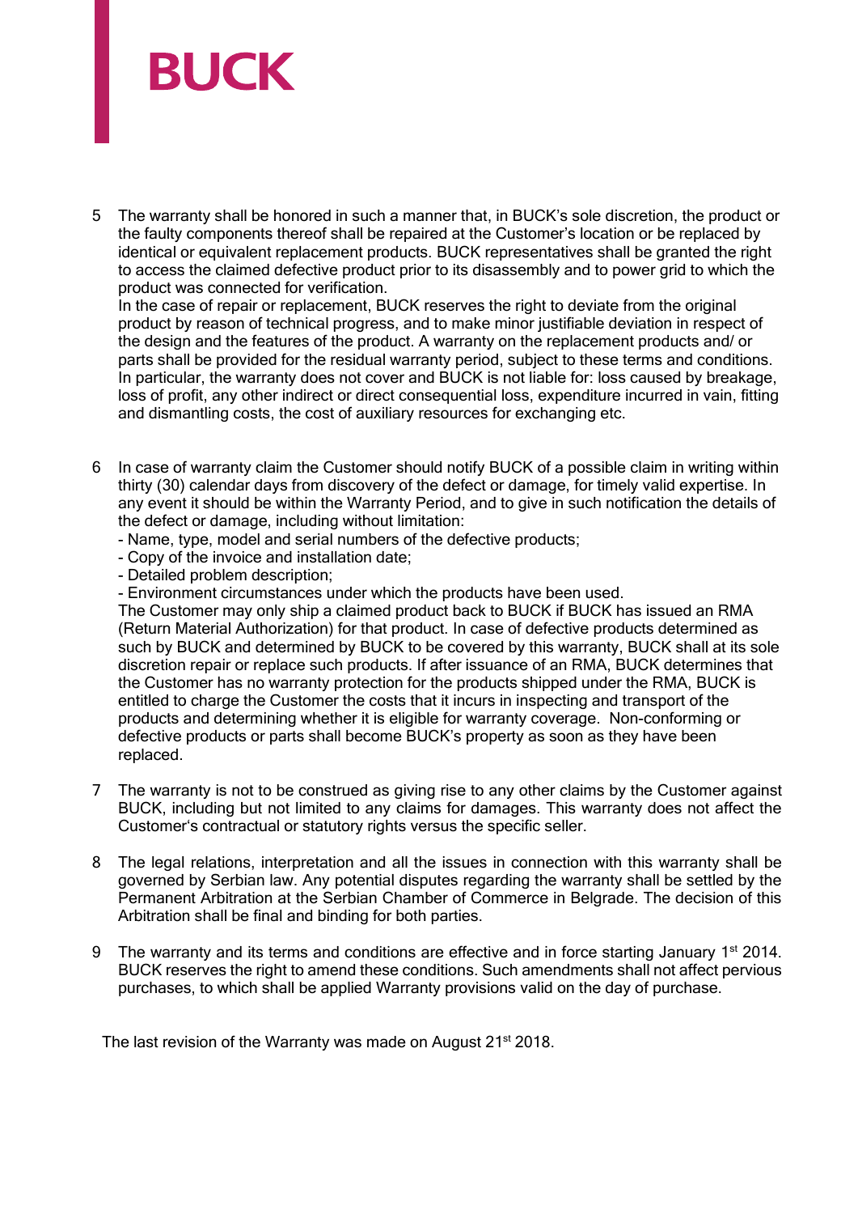**BUCK**

5 The warranty shall be honored in such a manner that, in BUCK's sole discretion, the product or the faulty components thereof shall be repaired at the Customer's location or be replaced by identical or equivalent replacement products. BUCK representatives shall be granted the right to access the claimed defective product prior to its disassembly and to power grid to which the product was connected for verification.
In the case of repair or replacement, BUCK reserves the right to deviate from the original product by reason of technical progress, and to make minor justifiable deviation in respect of the design and the features of the product. A warranty on the replacement products and/ or parts shall be provided for the residual warranty period, subject to these terms and conditions. In particular, the warranty does not cover and BUCK is not liable for: loss caused by breakage, loss of profit, any other indirect or direct consequential loss, expenditure incurred in vain, fitting and dismantling costs, the cost of auxiliary resources for exchanging etc.

6 In case of warranty claim the Customer should notify BUCK of a possible claim in writing within thirty (30) calendar days from discovery of the defect or damage, for timely valid expertise. In any event it should be within the Warranty Period, and to give in such notification the details of the defect or damage, including without limitation:
- Name, type, model and serial numbers of the defective products;
- Copy of the invoice and installation date;
- Detailed problem description;
- Environment circumstances under which the products have been used.

The Customer may only ship a claimed product back to BUCK if BUCK has issued an RMA (Return Material Authorization) for that product. In case of defective products determined as such by BUCK and determined by BUCK to be covered by this warranty, BUCK shall at its sole discretion repair or replace such products. If after issuance of an RMA, BUCK determines that the Customer has no warranty protection for the products shipped under the RMA, BUCK is entitled to charge the Customer the costs that it incurs in inspecting and transport of the products and determining whether it is eligible for warranty coverage. Non-conforming or defective products or parts shall become BUCK's property as soon as they have been replaced.

7 The warranty is not to be construed as giving rise to any other claims by the Customer against BUCK, including but not limited to any claims for damages. This warranty does not affect the Customer's contractual or statutory rights versus the specific seller.

8 The legal relations, interpretation and all the issues in connection with this warranty shall be governed by Serbian law. Any potential disputes regarding the warranty shall be settled by the Permanent Arbitration at the Serbian Chamber of Commerce in Belgrade. The decision of this Arbitration shall be final and binding for both parties.

9 The warranty and its terms and conditions are effective and in force starting January 1st 2014. BUCK reserves the right to amend these conditions. Such amendments shall not affect pervious purchases, to which shall be applied Warranty provisions valid on the day of purchase.

The last revision of the Warranty was made on August 21st 2018.